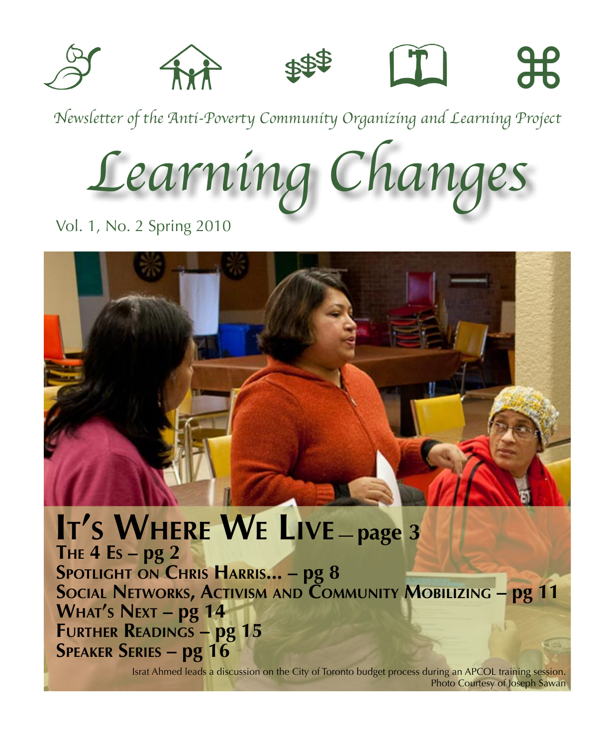*Newsletter of the Anti-Poverty Community Organizing and Learning Project*

# *Learning Changes*

Vol. 1, No. 2 Spring 2010

## It's Where We Live – page 3

**The 4 Es – pg 2**

**Spotlight on Chris Harris... – pg 8**

**Social Networks, Activism and Community Mobilizing – pg 11**

**What's Next – pg 14**

**Further Readings – pg 15**

**Speaker Series – pg 16**

Israt Ahmed leads a discussion on the City of Toronto budget process during an APCOL training session.
Photo Courtesy of Joseph Sawan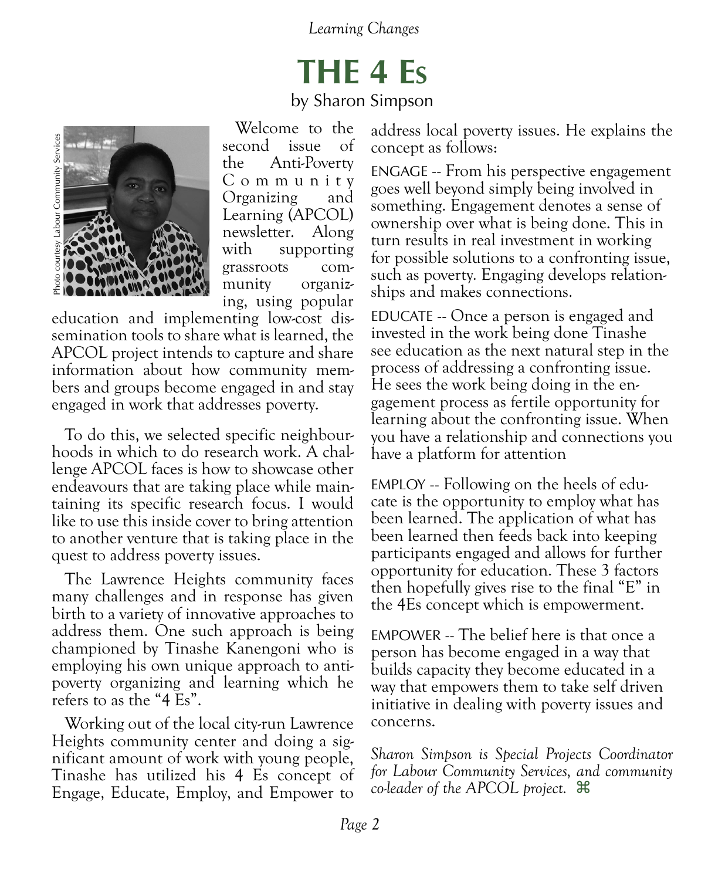# THE 4 Es

by Sharon Simpson

Photo courtesy Labour Community Services

Welcome to the second issue of the Anti-Poverty Community Organizing and Learning (APCOL) newsletter. Along with supporting grassroots community organizing, using popular education and implementing low-cost dissemination tools to share what is learned, the APCOL project intends to capture and share information about how community members and groups become engaged in and stay engaged in work that addresses poverty.

To do this, we selected specific neighbourhoods in which to do research work. A challenge APCOL faces is how to showcase other endeavours that are taking place while maintaining its specific research focus. I would like to use this inside cover to bring attention to another venture that is taking place in the quest to address poverty issues.

The Lawrence Heights community faces many challenges and in response has given birth to a variety of innovative approaches to address them. One such approach is being championed by Tinashe Kanengoni who is employing his own unique approach to anti-poverty organizing and learning which he refers to as the "4 Es".

Working out of the local city-run Lawrence Heights community center and doing a significant amount of work with young people, Tinashe has utilized his 4 Es concept of Engage, Educate, Employ, and Empower to address local poverty issues. He explains the concept as follows:

ENGAGE -- From his perspective engagement goes well beyond simply being involved in something. Engagement denotes a sense of ownership over what is being done. This in turn results in real investment in working for possible solutions to a confronting issue, such as poverty. Engaging develops relationships and makes connections.

EDUCATE -- Once a person is engaged and invested in the work being done Tinashe see education as the next natural step in the process of addressing a confronting issue. He sees the work being doing in the engagement process as fertile opportunity for learning about the confronting issue. When you have a relationship and connections you have a platform for attention

EMPLOY -- Following on the heels of educate is the opportunity to employ what has been learned. The application of what has been learned then feeds back into keeping participants engaged and allows for further opportunity for education. These 3 factors then hopefully gives rise to the final "E" in the 4Es concept which is empowerment.

EMPOWER -- The belief here is that once a person has become engaged in a way that builds capacity they become educated in a way that empowers them to take self driven initiative in dealing with poverty issues and concerns.

*Sharon Simpson is Special Projects Coordinator for Labour Community Services, and community co-leader of the APCOL project.* ⌘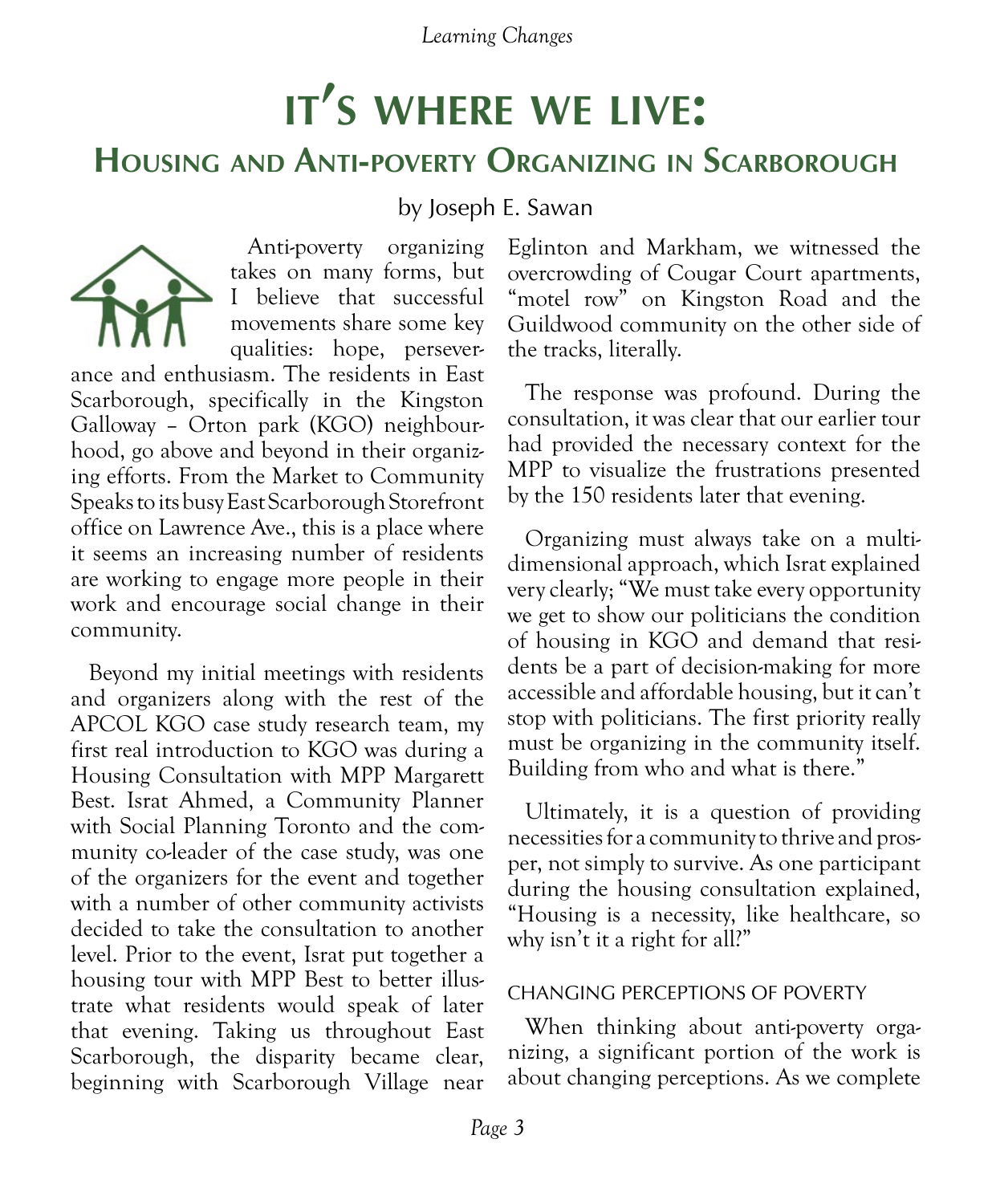# IT'S WHERE WE LIVE:

## Housing and Anti-poverty Organizing in Scarborough

by Joseph E. Sawan

Anti-poverty organizing takes on many forms, but I believe that successful movements share some key qualities: hope, perseverance and enthusiasm. The residents in East Scarborough, specifically in the Kingston Galloway – Orton park (KGO) neighbourhood, go above and beyond in their organizing efforts. From the Market to Community Speaks to its busy East Scarborough Storefront office on Lawrence Ave., this is a place where it seems an increasing number of residents are working to engage more people in their work and encourage social change in their community.

Beyond my initial meetings with residents and organizers along with the rest of the APCOL KGO case study research team, my first real introduction to KGO was during a Housing Consultation with MPP Margarett Best. Israt Ahmed, a Community Planner with Social Planning Toronto and the community co-leader of the case study, was one of the organizers for the event and together with a number of other community activists decided to take the consultation to another level. Prior to the event, Israt put together a housing tour with MPP Best to better illustrate what residents would speak of later that evening. Taking us throughout East Scarborough, the disparity became clear, beginning with Scarborough Village near Eglinton and Markham, we witnessed the overcrowding of Cougar Court apartments, "motel row" on Kingston Road and the Guildwood community on the other side of the tracks, literally.

The response was profound. During the consultation, it was clear that our earlier tour had provided the necessary context for the MPP to visualize the frustrations presented by the 150 residents later that evening.

Organizing must always take on a multi-dimensional approach, which Israt explained very clearly; "We must take every opportunity we get to show our politicians the condition of housing in KGO and demand that residents be a part of decision-making for more accessible and affordable housing, but it can't stop with politicians. The first priority really must be organizing in the community itself. Building from who and what is there."

Ultimately, it is a question of providing necessities for a community to thrive and prosper, not simply to survive. As one participant during the housing consultation explained, "Housing is a necessity, like healthcare, so why isn't it a right for all?"

### CHANGING PERCEPTIONS OF POVERTY

When thinking about anti-poverty organizing, a significant portion of the work is about changing perceptions. As we complete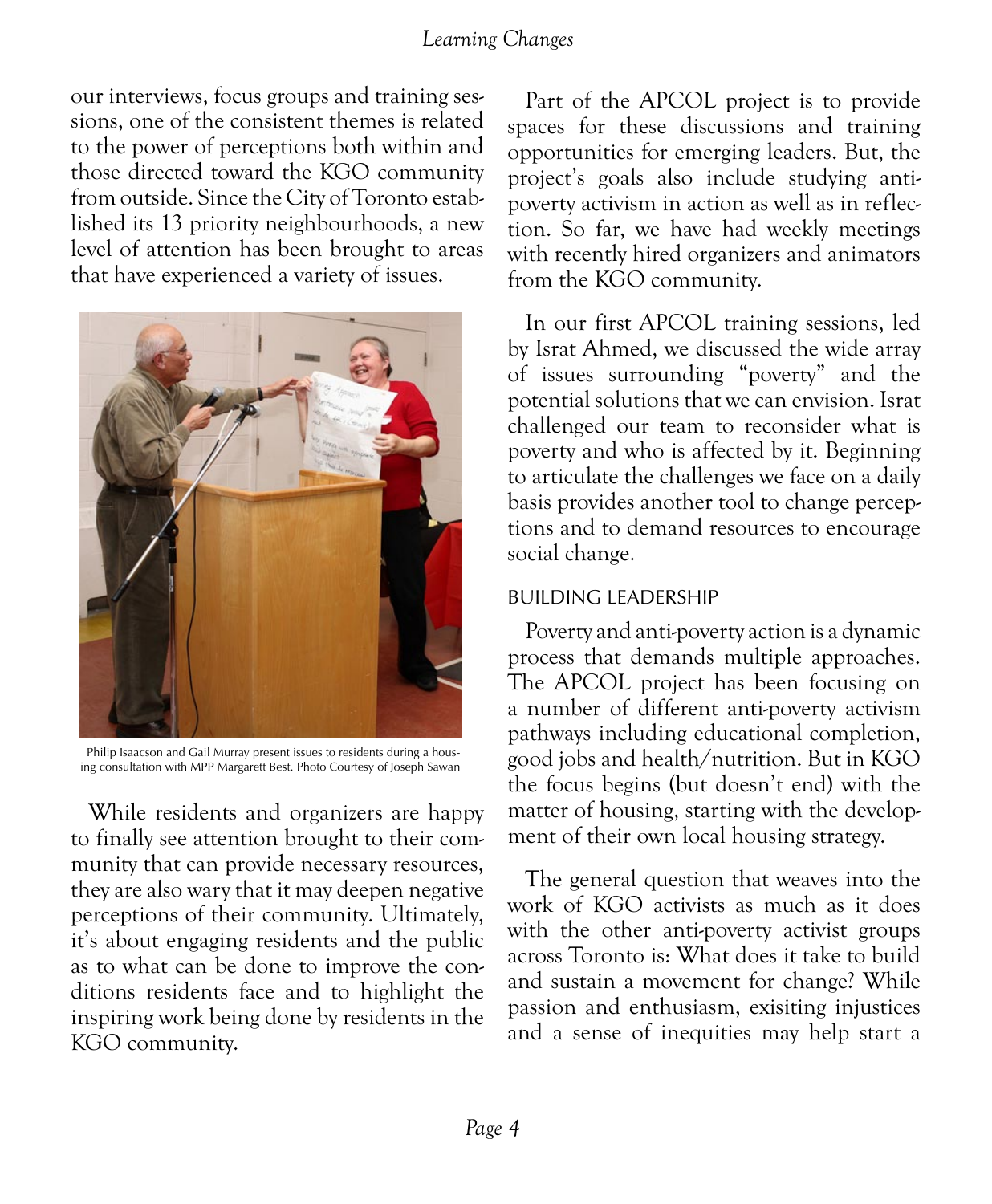our interviews, focus groups and training sessions, one of the consistent themes is related to the power of perceptions both within and those directed toward the KGO community from outside. Since the City of Toronto established its 13 priority neighbourhoods, a new level of attention has been brought to areas that have experienced a variety of issues.

Philip Isaacson and Gail Murray present issues to residents during a housing consultation with MPP Margarett Best. Photo Courtesy of Joseph Sawan

While residents and organizers are happy to finally see attention brought to their community that can provide necessary resources, they are also wary that it may deepen negative perceptions of their community. Ultimately, it's about engaging residents and the public as to what can be done to improve the conditions residents face and to highlight the inspiring work being done by residents in the KGO community.

Part of the APCOL project is to provide spaces for these discussions and training opportunities for emerging leaders. But, the project's goals also include studying anti-poverty activism in action as well as in reflection. So far, we have had weekly meetings with recently hired organizers and animators from the KGO community.

In our first APCOL training sessions, led by Israt Ahmed, we discussed the wide array of issues surrounding "poverty" and the potential solutions that we can envision. Israt challenged our team to reconsider what is poverty and who is affected by it. Beginning to articulate the challenges we face on a daily basis provides another tool to change perceptions and to demand resources to encourage social change.

## BUILDING LEADERSHIP

Poverty and anti-poverty action is a dynamic process that demands multiple approaches. The APCOL project has been focusing on a number of different anti-poverty activism pathways including educational completion, good jobs and health/nutrition. But in KGO the focus begins (but doesn't end) with the matter of housing, starting with the development of their own local housing strategy.

The general question that weaves into the work of KGO activists as much as it does with the other anti-poverty activist groups across Toronto is: What does it take to build and sustain a movement for change? While passion and enthusiasm, exisiting injustices and a sense of inequities may help start a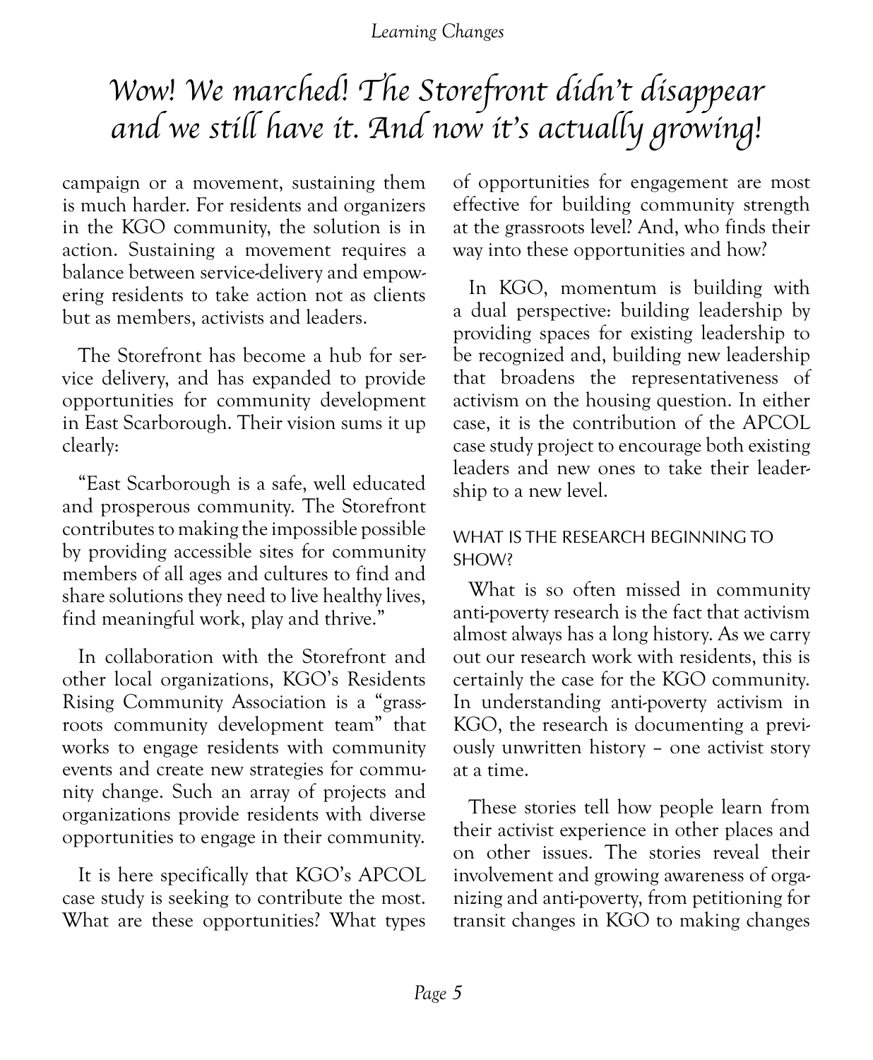*Wow! We marched! The Storefront didn't disappear and we still have it. And now it's actually growing!*

campaign or a movement, sustaining them is much harder. For residents and organizers in the KGO community, the solution is in action. Sustaining a movement requires a balance between service-delivery and empowering residents to take action not as clients but as members, activists and leaders.

The Storefront has become a hub for service delivery, and has expanded to provide opportunities for community development in East Scarborough. Their vision sums it up clearly:

"East Scarborough is a safe, well educated and prosperous community. The Storefront contributes to making the impossible possible by providing accessible sites for community members of all ages and cultures to find and share solutions they need to live healthy lives, find meaningful work, play and thrive."

In collaboration with the Storefront and other local organizations, KGO's Residents Rising Community Association is a "grassroots community development team" that works to engage residents with community events and create new strategies for community change. Such an array of projects and organizations provide residents with diverse opportunities to engage in their community.

It is here specifically that KGO's APCOL case study is seeking to contribute the most. What are these opportunities? What types of opportunities for engagement are most effective for building community strength at the grassroots level? And, who finds their way into these opportunities and how?

In KGO, momentum is building with a dual perspective: building leadership by providing spaces for existing leadership to be recognized and, building new leadership that broadens the representativeness of activism on the housing question. In either case, it is the contribution of the APCOL case study project to encourage both existing leaders and new ones to take their leadership to a new level.

## WHAT IS THE RESEARCH BEGINNING TO SHOW?

What is so often missed in community anti-poverty research is the fact that activism almost always has a long history. As we carry out our research work with residents, this is certainly the case for the KGO community. In understanding anti-poverty activism in KGO, the research is documenting a previously unwritten history – one activist story at a time.

These stories tell how people learn from their activist experience in other places and on other issues. The stories reveal their involvement and growing awareness of organizing and anti-poverty, from petitioning for transit changes in KGO to making changes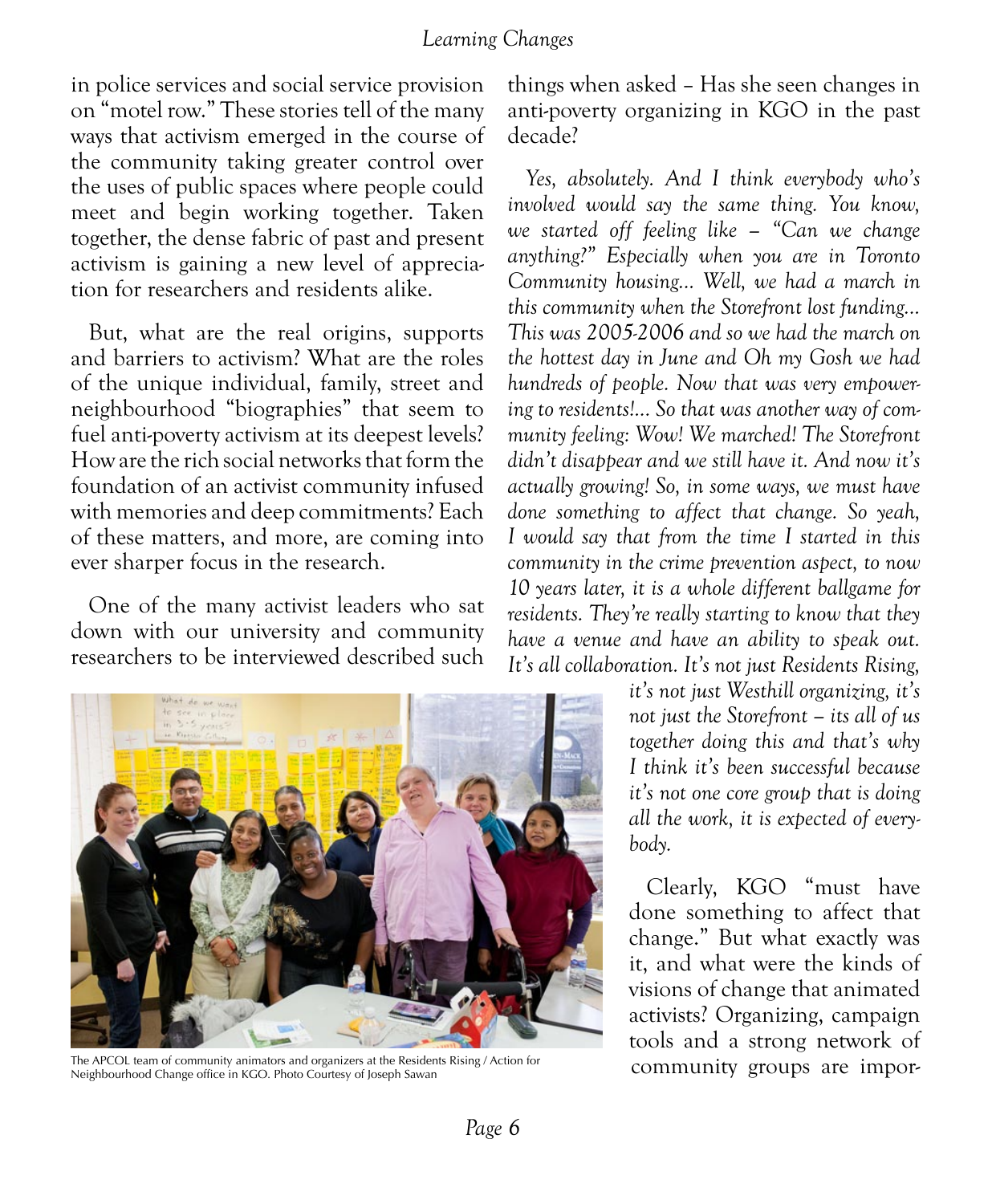in police services and social service provision on "motel row." These stories tell of the many ways that activism emerged in the course of the community taking greater control over the uses of public spaces where people could meet and begin working together. Taken together, the dense fabric of past and present activism is gaining a new level of appreciation for researchers and residents alike.

But, what are the real origins, supports and barriers to activism? What are the roles of the unique individual, family, street and neighbourhood "biographies" that seem to fuel anti-poverty activism at its deepest levels? How are the rich social networks that form the foundation of an activist community infused with memories and deep commitments? Each of these matters, and more, are coming into ever sharper focus in the research.

One of the many activist leaders who sat down with our university and community researchers to be interviewed described such things when asked – Has she seen changes in anti-poverty organizing in KGO in the past decade?

*Yes, absolutely. And I think everybody who's involved would say the same thing. You know, we started off feeling like – "Can we change anything?" Especially when you are in Toronto Community housing... Well, we had a march in this community when the Storefront lost funding... This was 2005-2006 and so we had the march on the hottest day in June and Oh my Gosh we had hundreds of people. Now that was very empowering to residents!... So that was another way of community feeling: Wow! We marched! The Storefront didn't disappear and we still have it. And now it's actually growing! So, in some ways, we must have done something to affect that change. So yeah, I would say that from the time I started in this community in the crime prevention aspect, to now 10 years later, it is a whole different ballgame for residents. They're really starting to know that they have a venue and have an ability to speak out. It's all collaboration. It's not just Residents Rising, it's not just Westhill organizing, it's not just the Storefront – its all of us together doing this and that's why I think it's been successful because it's not one core group that is doing all the work, it is expected of everybody.*

The APCOL team of community animators and organizers at the Residents Rising / Action for Neighbourhood Change office in KGO. Photo Courtesy of Joseph Sawan

Clearly, KGO "must have done something to affect that change." But what exactly was it, and what were the kinds of visions of change that animated activists? Organizing, campaign tools and a strong network of community groups are impor-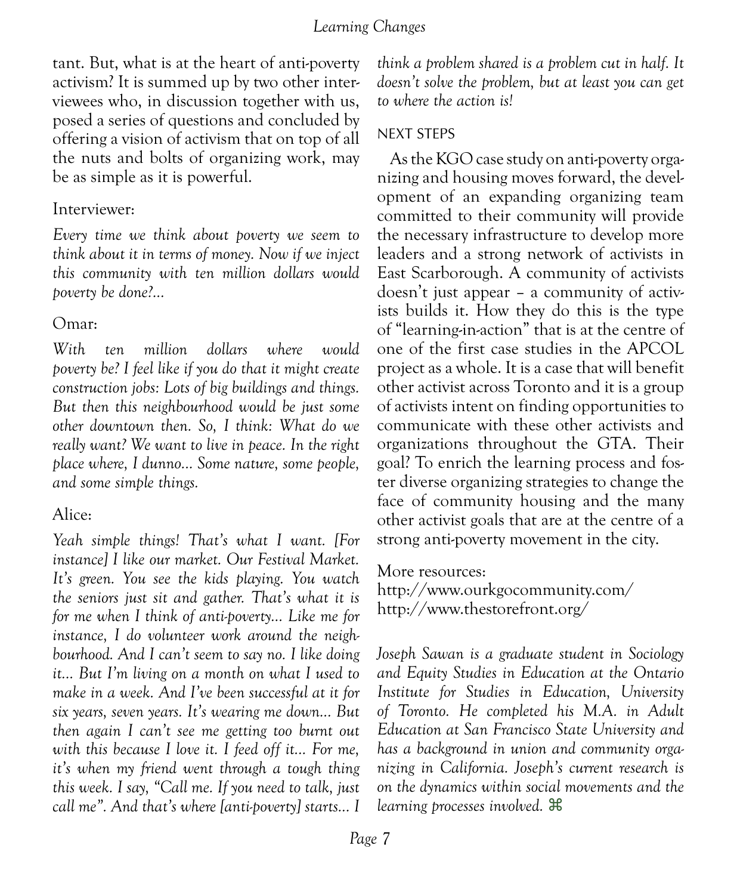tant. But, what is at the heart of anti-poverty activism? It is summed up by two other interviewees who, in discussion together with us, posed a series of questions and concluded by offering a vision of activism that on top of all the nuts and bolts of organizing work, may be as simple as it is powerful.

Interviewer:

*Every time we think about poverty we seem to think about it in terms of money. Now if we inject this community with ten million dollars would poverty be done?...*

Omar:

*With ten million dollars where would poverty be? I feel like if you do that it might create construction jobs: Lots of big buildings and things. But then this neighbourhood would be just some other downtown then. So, I think: What do we really want? We want to live in peace. In the right place where, I dunno... Some nature, some people, and some simple things.*

Alice:

*Yeah simple things! That's what I want. [For instance] I like our market. Our Festival Market. It's green. You see the kids playing. You watch the seniors just sit and gather. That's what it is for me when I think of anti-poverty... Like me for instance, I do volunteer work around the neighbourhood. And I can't seem to say no. I like doing it... But I'm living on a month on what I used to make in a week. And I've been successful at it for six years, seven years. It's wearing me down... But then again I can't see me getting too burnt out with this because I love it. I feed off it... For me, it's when my friend went through a tough thing this week. I say, "Call me. If you need to talk, just call me". And that's where [anti-poverty] starts... I think a problem shared is a problem cut in half. It doesn't solve the problem, but at least you can get to where the action is!*

## NEXT STEPS

As the KGO case study on anti-poverty organizing and housing moves forward, the development of an expanding organizing team committed to their community will provide the necessary infrastructure to develop more leaders and a strong network of activists in East Scarborough. A community of activists doesn't just appear – a community of activists builds it. How they do this is the type of "learning-in-action" that is at the centre of one of the first case studies in the APCOL project as a whole. It is a case that will benefit other activist across Toronto and it is a group of activists intent on finding opportunities to communicate with these other activists and organizations throughout the GTA. Their goal? To enrich the learning process and foster diverse organizing strategies to change the face of community housing and the many other activist goals that are at the centre of a strong anti-poverty movement in the city.

More resources:
http://www.ourkgocommunity.com/
http://www.thestorefront.org/

*Joseph Sawan is a graduate student in Sociology and Equity Studies in Education at the Ontario Institute for Studies in Education, University of Toronto. He completed his M.A. in Adult Education at San Francisco State University and has a background in union and community organizing in California. Joseph's current research is on the dynamics within social movements and the learning processes involved.* ⌘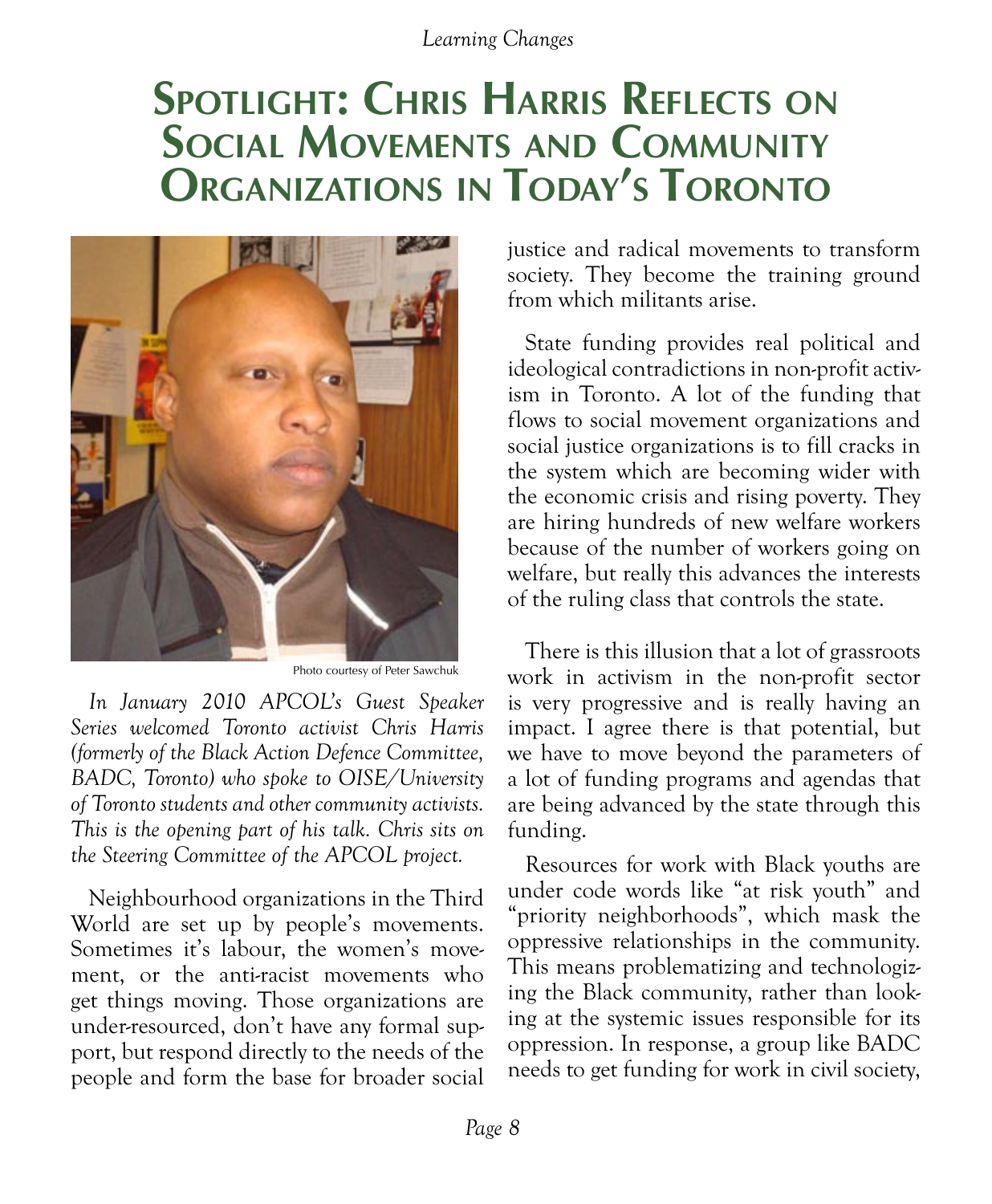# Spotlight: Chris Harris Reflects on Social Movements and Community Organizations in Today's Toronto

Photo courtesy of Peter Sawchuk

*In January 2010 APCOL's Guest Speaker Series welcomed Toronto activist Chris Harris (formerly of the Black Action Defence Committee, BADC, Toronto) who spoke to OISE/University of Toronto students and other community activists. This is the opening part of his talk. Chris sits on the Steering Committee of the APCOL project.*

Neighbourhood organizations in the Third World are set up by people's movements. Sometimes it's labour, the women's movement, or the anti-racist movements who get things moving. Those organizations are under-resourced, don't have any formal support, but respond directly to the needs of the people and form the base for broader social justice and radical movements to transform society. They become the training ground from which militants arise.

State funding provides real political and ideological contradictions in non-profit activism in Toronto. A lot of the funding that flows to social movement organizations and social justice organizations is to fill cracks in the system which are becoming wider with the economic crisis and rising poverty. They are hiring hundreds of new welfare workers because of the number of workers going on welfare, but really this advances the interests of the ruling class that controls the state.

There is this illusion that a lot of grassroots work in activism in the non-profit sector is very progressive and is really having an impact. I agree there is that potential, but we have to move beyond the parameters of a lot of funding programs and agendas that are being advanced by the state through this funding.

Resources for work with Black youths are under code words like "at risk youth" and "priority neighborhoods", which mask the oppressive relationships in the community. This means problematizing and technologizing the Black community, rather than looking at the systemic issues responsible for its oppression. In response, a group like BADC needs to get funding for work in civil society,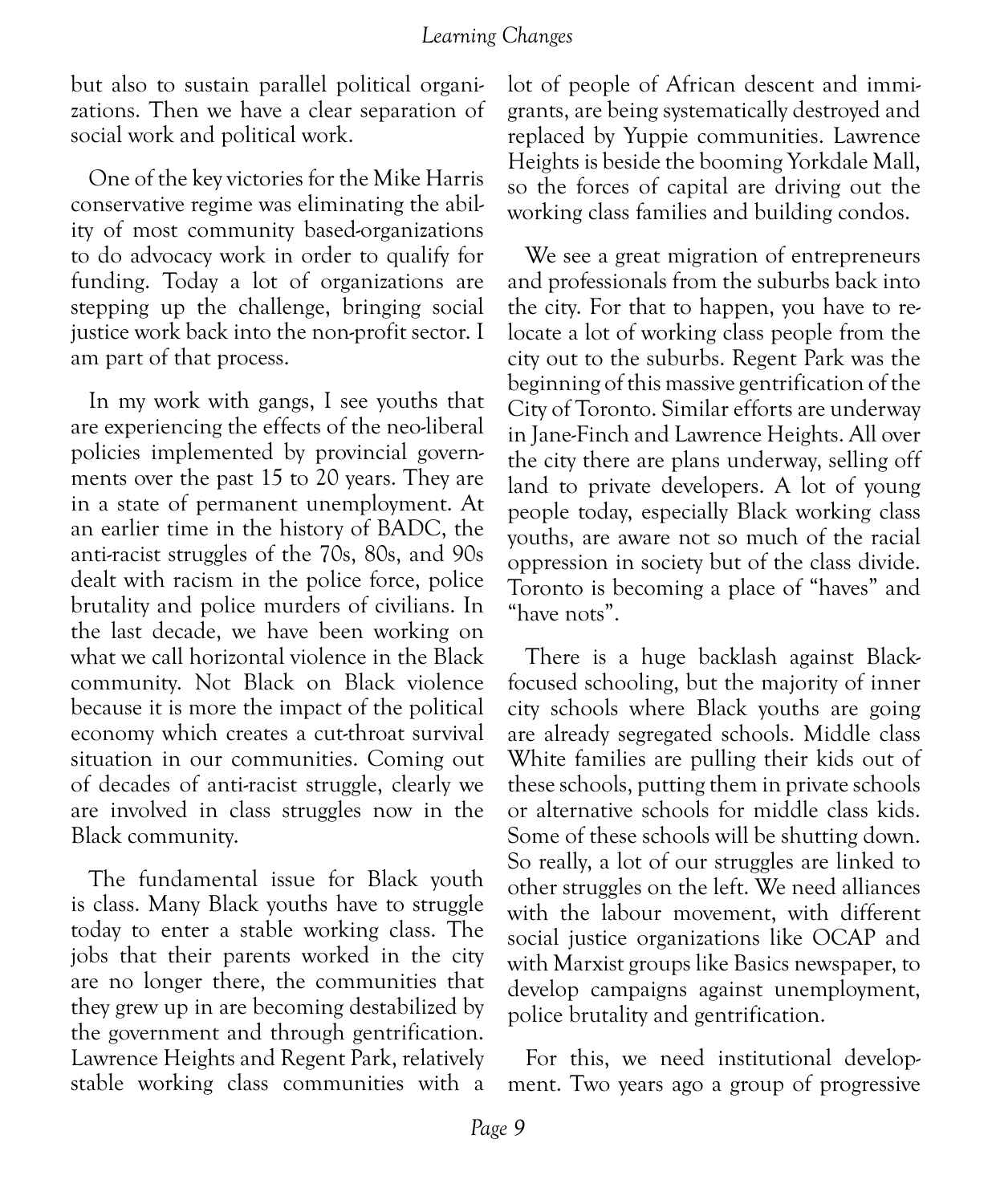but also to sustain parallel political organizations. Then we have a clear separation of social work and political work.

One of the key victories for the Mike Harris conservative regime was eliminating the ability of most community based-organizations to do advocacy work in order to qualify for funding. Today a lot of organizations are stepping up the challenge, bringing social justice work back into the non-profit sector. I am part of that process.

In my work with gangs, I see youths that are experiencing the effects of the neo-liberal policies implemented by provincial governments over the past 15 to 20 years. They are in a state of permanent unemployment. At an earlier time in the history of BADC, the anti-racist struggles of the 70s, 80s, and 90s dealt with racism in the police force, police brutality and police murders of civilians. In the last decade, we have been working on what we call horizontal violence in the Black community. Not Black on Black violence because it is more the impact of the political economy which creates a cut-throat survival situation in our communities. Coming out of decades of anti-racist struggle, clearly we are involved in class struggles now in the Black community.

The fundamental issue for Black youth is class. Many Black youths have to struggle today to enter a stable working class. The jobs that their parents worked in the city are no longer there, the communities that they grew up in are becoming destabilized by the government and through gentrification. Lawrence Heights and Regent Park, relatively stable working class communities with a lot of people of African descent and immigrants, are being systematically destroyed and replaced by Yuppie communities. Lawrence Heights is beside the booming Yorkdale Mall, so the forces of capital are driving out the working class families and building condos.

We see a great migration of entrepreneurs and professionals from the suburbs back into the city. For that to happen, you have to relocate a lot of working class people from the city out to the suburbs. Regent Park was the beginning of this massive gentrification of the City of Toronto. Similar efforts are underway in Jane-Finch and Lawrence Heights. All over the city there are plans underway, selling off land to private developers. A lot of young people today, especially Black working class youths, are aware not so much of the racial oppression in society but of the class divide. Toronto is becoming a place of "haves" and "have nots".

There is a huge backlash against Black-focused schooling, but the majority of inner city schools where Black youths are going are already segregated schools. Middle class White families are pulling their kids out of these schools, putting them in private schools or alternative schools for middle class kids. Some of these schools will be shutting down. So really, a lot of our struggles are linked to other struggles on the left. We need alliances with the labour movement, with different social justice organizations like OCAP and with Marxist groups like Basics newspaper, to develop campaigns against unemployment, police brutality and gentrification.

For this, we need institutional development. Two years ago a group of progressive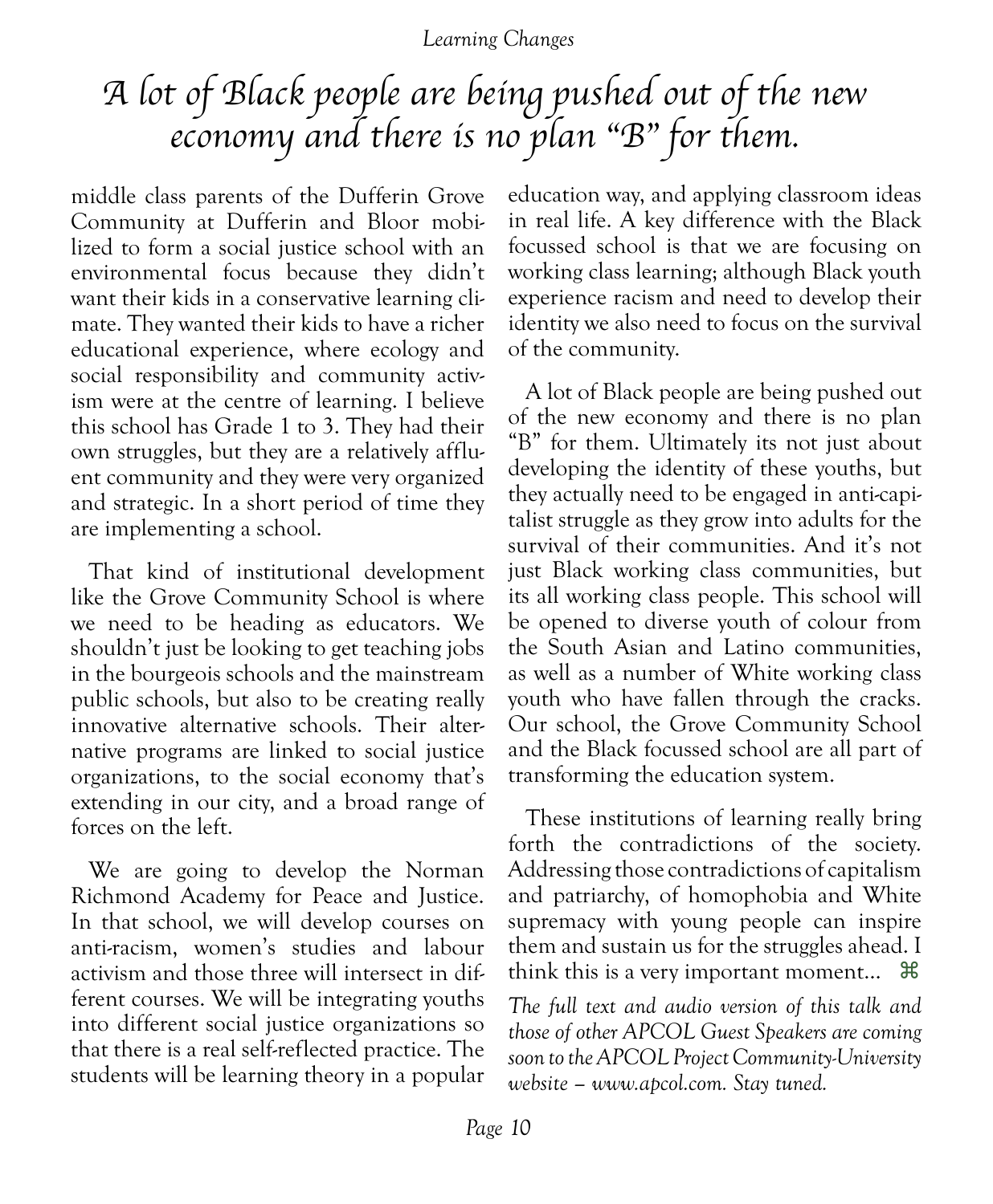*A lot of Black people are being pushed out of the new economy and there is no plan "B" for them.*

middle class parents of the Dufferin Grove Community at Dufferin and Bloor mobilized to form a social justice school with an environmental focus because they didn't want their kids in a conservative learning climate. They wanted their kids to have a richer educational experience, where ecology and social responsibility and community activism were at the centre of learning. I believe this school has Grade 1 to 3. They had their own struggles, but they are a relatively affluent community and they were very organized and strategic. In a short period of time they are implementing a school.

That kind of institutional development like the Grove Community School is where we need to be heading as educators. We shouldn't just be looking to get teaching jobs in the bourgeois schools and the mainstream public schools, but also to be creating really innovative alternative schools. Their alternative programs are linked to social justice organizations, to the social economy that's extending in our city, and a broad range of forces on the left.

We are going to develop the Norman Richmond Academy for Peace and Justice. In that school, we will develop courses on anti-racism, women's studies and labour activism and those three will intersect in different courses. We will be integrating youths into different social justice organizations so that there is a real self-reflected practice. The students will be learning theory in a popular education way, and applying classroom ideas in real life. A key difference with the Black focussed school is that we are focusing on working class learning; although Black youth experience racism and need to develop their identity we also need to focus on the survival of the community.

A lot of Black people are being pushed out of the new economy and there is no plan "B" for them. Ultimately its not just about developing the identity of these youths, but they actually need to be engaged in anti-capitalist struggle as they grow into adults for the survival of their communities. And it's not just Black working class communities, but its all working class people. This school will be opened to diverse youth of colour from the South Asian and Latino communities, as well as a number of White working class youth who have fallen through the cracks. Our school, the Grove Community School and the Black focussed school are all part of transforming the education system.

These institutions of learning really bring forth the contradictions of the society. Addressing those contradictions of capitalism and patriarchy, of homophobia and White supremacy with young people can inspire them and sustain us for the struggles ahead. I think this is a very important moment... ⌘

*The full text and audio version of this talk and those of other APCOL Guest Speakers are coming soon to the APCOL Project Community-University website – www.apcol.com. Stay tuned.*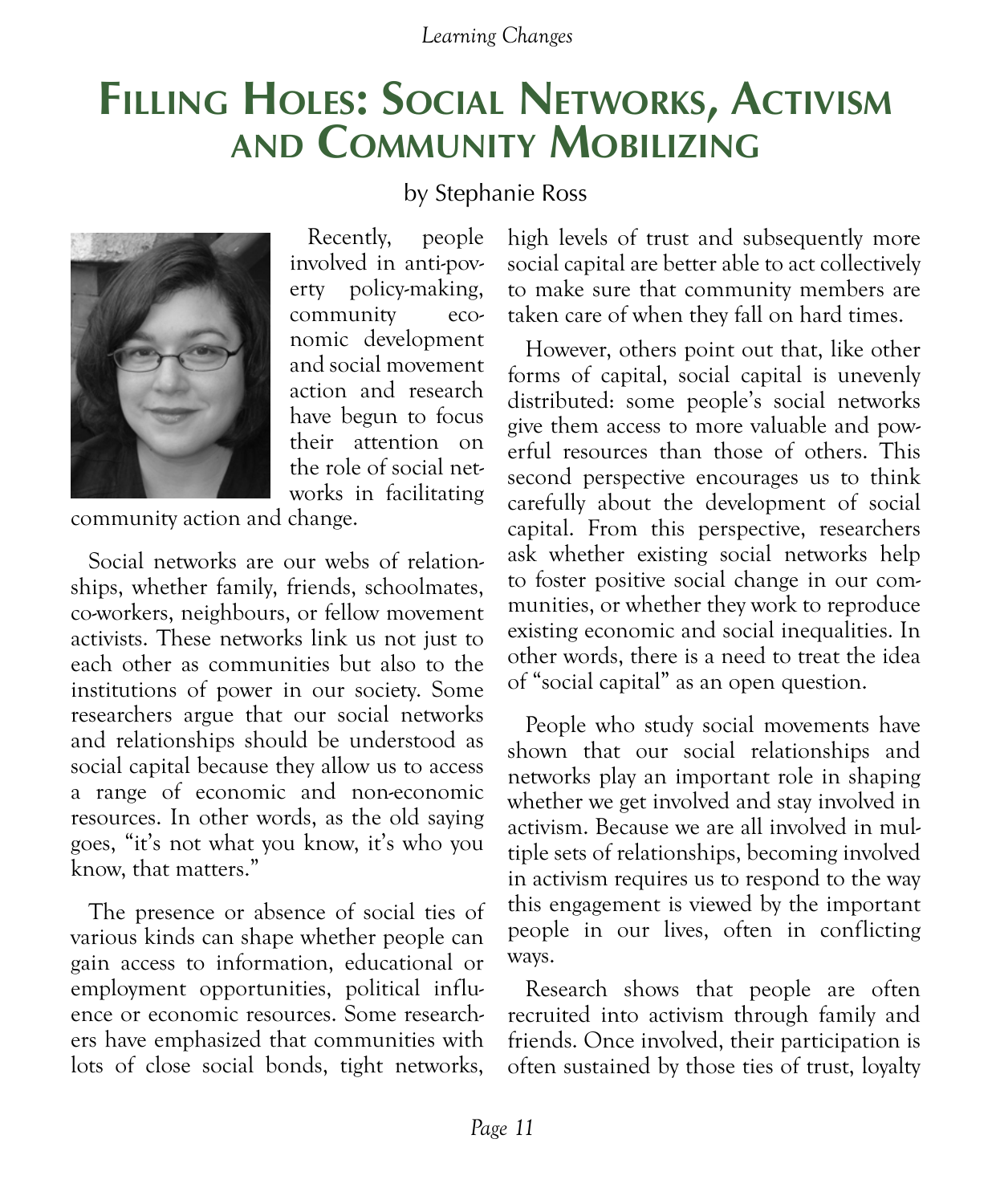# Filling Holes: Social Networks, Activism and Community Mobilizing

by Stephanie Ross

Recently, people involved in anti-poverty policy-making, community economic development and social movement action and research have begun to focus their attention on the role of social networks in facilitating community action and change.

Social networks are our webs of relationships, whether family, friends, schoolmates, co-workers, neighbours, or fellow movement activists. These networks link us not just to each other as communities but also to the institutions of power in our society. Some researchers argue that our social networks and relationships should be understood as social capital because they allow us to access a range of economic and non-economic resources. In other words, as the old saying goes, "it's not what you know, it's who you know, that matters."

The presence or absence of social ties of various kinds can shape whether people can gain access to information, educational or employment opportunities, political influence or economic resources. Some researchers have emphasized that communities with lots of close social bonds, tight networks, high levels of trust and subsequently more social capital are better able to act collectively to make sure that community members are taken care of when they fall on hard times.

However, others point out that, like other forms of capital, social capital is unevenly distributed: some people's social networks give them access to more valuable and powerful resources than those of others. This second perspective encourages us to think carefully about the development of social capital. From this perspective, researchers ask whether existing social networks help to foster positive social change in our communities, or whether they work to reproduce existing economic and social inequalities. In other words, there is a need to treat the idea of "social capital" as an open question.

People who study social movements have shown that our social relationships and networks play an important role in shaping whether we get involved and stay involved in activism. Because we are all involved in multiple sets of relationships, becoming involved in activism requires us to respond to the way this engagement is viewed by the important people in our lives, often in conflicting ways.

Research shows that people are often recruited into activism through family and friends. Once involved, their participation is often sustained by those ties of trust, loyalty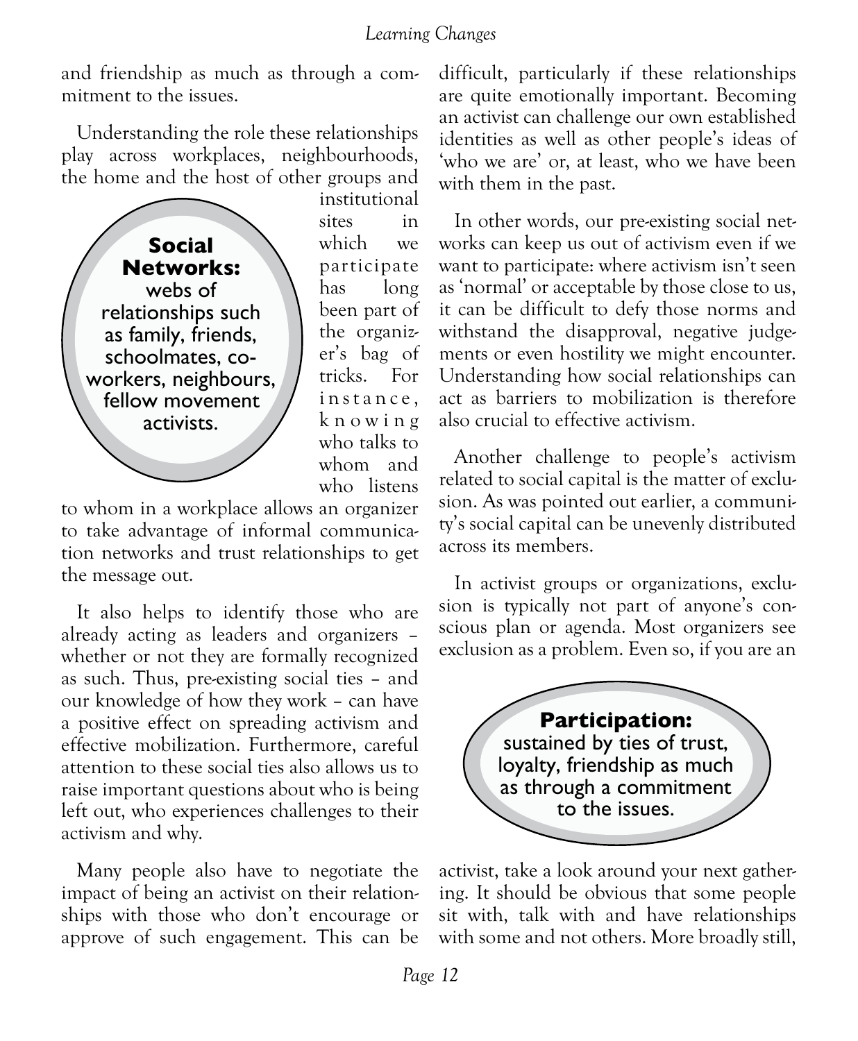and friendship as much as through a commitment to the issues.

Understanding the role these relationships play across workplaces, neighbourhoods, the home and the host of other groups and institutional sites in which we participate has long been part of the organizer's bag of tricks. For instance, knowing who talks to whom and who listens to whom in a workplace allows an organizer to take advantage of informal communication networks and trust relationships to get the message out.

> **Social Networks:** webs of relationships such as family, friends, schoolmates, co-workers, neighbours, fellow movement activists.

It also helps to identify those who are already acting as leaders and organizers – whether or not they are formally recognized as such. Thus, pre-existing social ties – and our knowledge of how they work – can have a positive effect on spreading activism and effective mobilization. Furthermore, careful attention to these social ties also allows us to raise important questions about who is being left out, who experiences challenges to their activism and why.

Many people also have to negotiate the impact of being an activist on their relationships with those who don't encourage or approve of such engagement. This can be difficult, particularly if these relationships are quite emotionally important. Becoming an activist can challenge our own established identities as well as other people's ideas of 'who we are' or, at least, who we have been with them in the past.

In other words, our pre-existing social networks can keep us out of activism even if we want to participate: where activism isn't seen as 'normal' or acceptable by those close to us, it can be difficult to defy those norms and withstand the disapproval, negative judgements or even hostility we might encounter. Understanding how social relationships can act as barriers to mobilization is therefore also crucial to effective activism.

Another challenge to people's activism related to social capital is the matter of exclusion. As was pointed out earlier, a community's social capital can be unevenly distributed across its members.

In activist groups or organizations, exclusion is typically not part of anyone's conscious plan or agenda. Most organizers see exclusion as a problem. Even so, if you are an activist, take a look around your next gathering. It should be obvious that some people sit with, talk with and have relationships with some and not others. More broadly still,

> **Participation:** sustained by ties of trust, loyalty, friendship as much as through a commitment to the issues.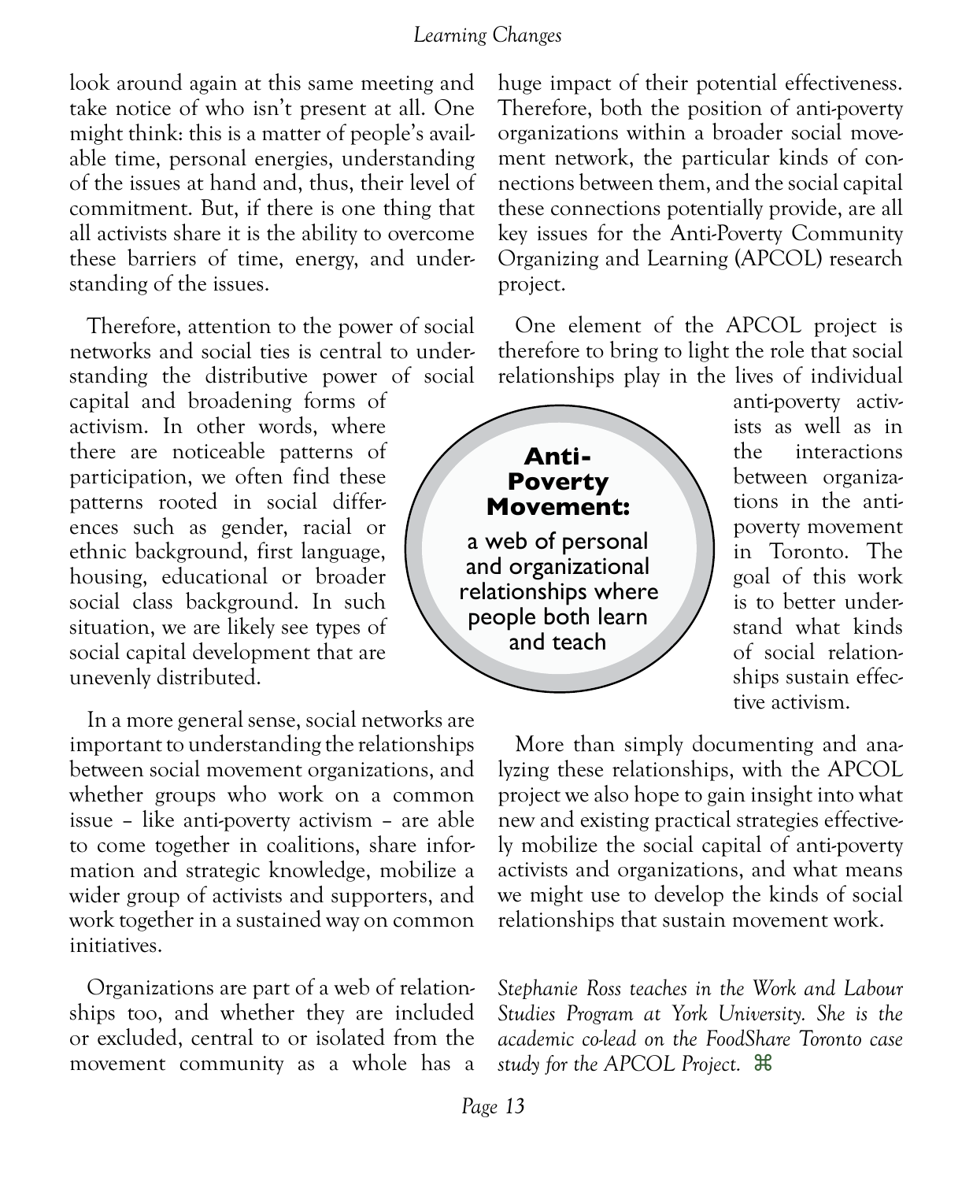look around again at this same meeting and take notice of who isn't present at all. One might think: this is a matter of people's available time, personal energies, understanding of the issues at hand and, thus, their level of commitment. But, if there is one thing that all activists share it is the ability to overcome these barriers of time, energy, and understanding of the issues.

Therefore, attention to the power of social networks and social ties is central to understanding the distributive power of social capital and broadening forms of activism. In other words, where there are noticeable patterns of participation, we often find these patterns rooted in social differences such as gender, racial or ethnic background, first language, housing, educational or broader social class background. In such situation, we are likely see types of social capital development that are unevenly distributed.

In a more general sense, social networks are important to understanding the relationships between social movement organizations, and whether groups who work on a common issue – like anti-poverty activism – are able to come together in coalitions, share information and strategic knowledge, mobilize a wider group of activists and supporters, and work together in a sustained way on common initiatives.

Organizations are part of a web of relationships too, and whether they are included or excluded, central to or isolated from the movement community as a whole has a huge impact of their potential effectiveness. Therefore, both the position of anti-poverty organizations within a broader social movement network, the particular kinds of connections between them, and the social capital these connections potentially provide, are all key issues for the Anti-Poverty Community Organizing and Learning (APCOL) research project.

**Anti-Poverty Movement:**
a web of personal and organizational relationships where people both learn and teach

One element of the APCOL project is therefore to bring to light the role that social relationships play in the lives of individual anti-poverty activists as well as in the interactions between organizations in the anti-poverty movement in Toronto. The goal of this work is to better understand what kinds of social relationships sustain effective activism.

More than simply documenting and analyzing these relationships, with the APCOL project we also hope to gain insight into what new and existing practical strategies effectively mobilize the social capital of anti-poverty activists and organizations, and what means we might use to develop the kinds of social relationships that sustain movement work.

*Stephanie Ross teaches in the Work and Labour Studies Program at York University. She is the academic co-lead on the FoodShare Toronto case study for the APCOL Project.* ⌘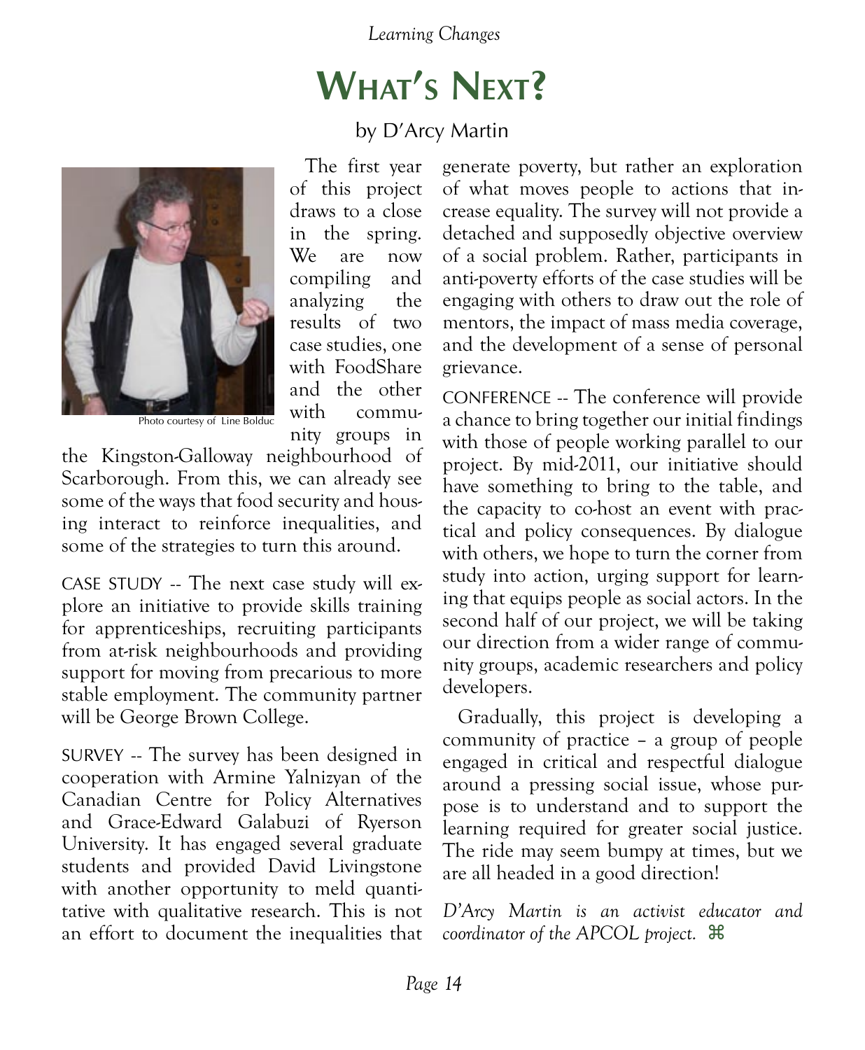# What's Next?

by D'Arcy Martin

Photo courtesy of Line Bolduc

The first year of this project draws to a close in the spring. We are now compiling and analyzing the results of two case studies, one with FoodShare and the other with community groups in the Kingston-Galloway neighbourhood of Scarborough. From this, we can already see some of the ways that food security and housing interact to reinforce inequalities, and some of the strategies to turn this around.

CASE STUDY -- The next case study will explore an initiative to provide skills training for apprenticeships, recruiting participants from at-risk neighbourhoods and providing support for moving from precarious to more stable employment. The community partner will be George Brown College.

SURVEY -- The survey has been designed in cooperation with Armine Yalnizyan of the Canadian Centre for Policy Alternatives and Grace-Edward Galabuzi of Ryerson University. It has engaged several graduate students and provided David Livingstone with another opportunity to meld quantitative with qualitative research. This is not an effort to document the inequalities that generate poverty, but rather an exploration of what moves people to actions that increase equality. The survey will not provide a detached and supposedly objective overview of a social problem. Rather, participants in anti-poverty efforts of the case studies will be engaging with others to draw out the role of mentors, the impact of mass media coverage, and the development of a sense of personal grievance.

CONFERENCE -- The conference will provide a chance to bring together our initial findings with those of people working parallel to our project. By mid-2011, our initiative should have something to bring to the table, and the capacity to co-host an event with practical and policy consequences. By dialogue with others, we hope to turn the corner from study into action, urging support for learning that equips people as social actors. In the second half of our project, we will be taking our direction from a wider range of community groups, academic researchers and policy developers.

Gradually, this project is developing a community of practice – a group of people engaged in critical and respectful dialogue around a pressing social issue, whose purpose is to understand and to support the learning required for greater social justice. The ride may seem bumpy at times, but we are all headed in a good direction!

*D'Arcy Martin is an activist educator and coordinator of the APCOL project.* ⌘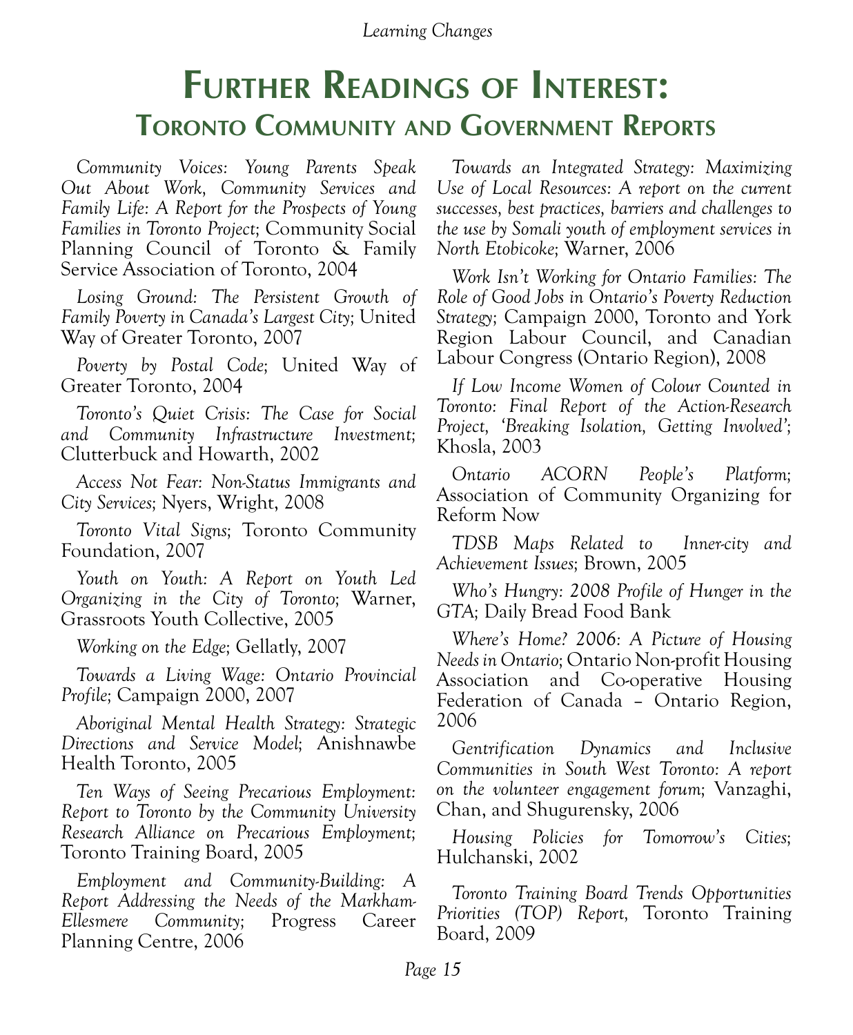# Further Readings of Interest:

## Toronto Community and Government Reports

*Community Voices: Young Parents Speak Out About Work, Community Services and Family Life: A Report for the Prospects of Young Families in Toronto Project*; Community Social Planning Council of Toronto & Family Service Association of Toronto, 2004

*Losing Ground: The Persistent Growth of Family Poverty in Canada's Largest City*; United Way of Greater Toronto, 2007

*Poverty by Postal Code*; United Way of Greater Toronto, 2004

*Toronto's Quiet Crisis: The Case for Social and Community Infrastructure Investment*; Clutterbuck and Howarth, 2002

*Access Not Fear: Non-Status Immigrants and City Services*; Nyers, Wright, 2008

*Toronto Vital Signs*; Toronto Community Foundation, 2007

*Youth on Youth: A Report on Youth Led Organizing in the City of Toronto*; Warner, Grassroots Youth Collective, 2005

*Working on the Edge*; Gellatly, 2007

*Towards a Living Wage: Ontario Provincial Profile*; Campaign 2000, 2007

*Aboriginal Mental Health Strategy: Strategic Directions and Service Model*; Anishnawbe Health Toronto, 2005

*Ten Ways of Seeing Precarious Employment: Report to Toronto by the Community University Research Alliance on Precarious Employment*; Toronto Training Board, 2005

*Employment and Community-Building: A Report Addressing the Needs of the Markham-Ellesmere Community*; Progress Career Planning Centre, 2006

*Towards an Integrated Strategy: Maximizing Use of Local Resources: A report on the current successes, best practices, barriers and challenges to the use by Somali youth of employment services in North Etobicoke*; Warner, 2006

*Work Isn't Working for Ontario Families: The Role of Good Jobs in Ontario's Poverty Reduction Strategy*; Campaign 2000, Toronto and York Region Labour Council, and Canadian Labour Congress (Ontario Region), 2008

*If Low Income Women of Colour Counted in Toronto: Final Report of the Action-Research Project, 'Breaking Isolation, Getting Involved'*; Khosla, 2003

*Ontario ACORN People's Platform*; Association of Community Organizing for Reform Now

*TDSB Maps Related to Inner-city and Achievement Issues*; Brown, 2005

*Who's Hungry: 2008 Profile of Hunger in the GTA*; Daily Bread Food Bank

*Where's Home? 2006: A Picture of Housing Needs in Ontario*; Ontario Non-profit Housing Association and Co-operative Housing Federation of Canada – Ontario Region, 2006

*Gentrification Dynamics and Inclusive Communities in South West Toronto: A report on the volunteer engagement forum*; Vanzaghi, Chan, and Shugurensky, 2006

*Housing Policies for Tomorrow's Cities*; Hulchanski, 2002

*Toronto Training Board Trends Opportunities Priorities (TOP) Report*, Toronto Training Board, 2009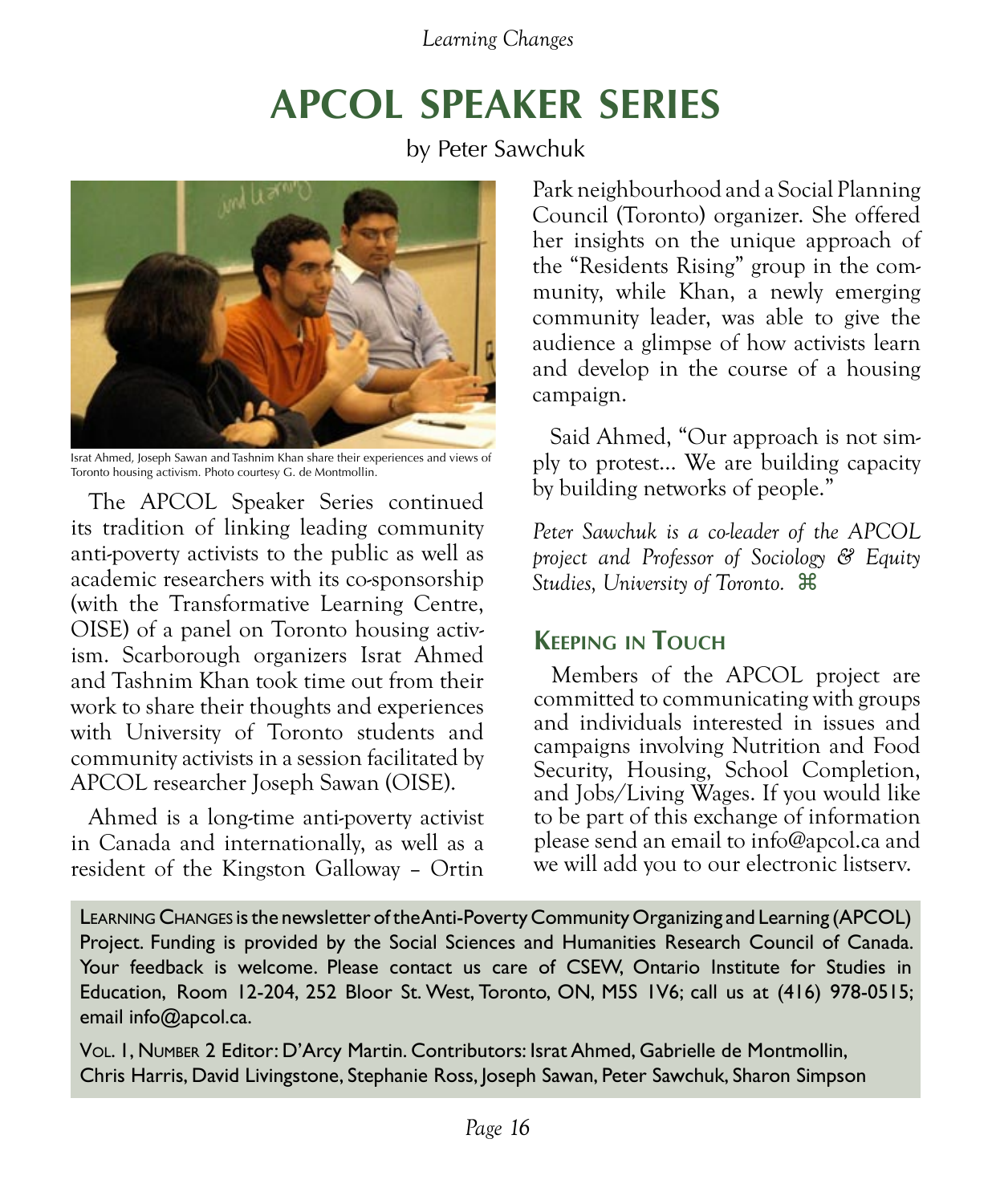# APCOL SPEAKER SERIES

by Peter Sawchuk

Israt Ahmed, Joseph Sawan and Tashnim Khan share their experiences and views of Toronto housing activism. Photo courtesy G. de Montmollin.

The APCOL Speaker Series continued its tradition of linking leading community anti-poverty activists to the public as well as academic researchers with its co-sponsorship (with the Transformative Learning Centre, OISE) of a panel on Toronto housing activism. Scarborough organizers Israt Ahmed and Tashnim Khan took time out from their work to share their thoughts and experiences with University of Toronto students and community activists in a session facilitated by APCOL researcher Joseph Sawan (OISE).

Ahmed is a long-time anti-poverty activist in Canada and internationally, as well as a resident of the Kingston Galloway – Ortin Park neighbourhood and a Social Planning Council (Toronto) organizer. She offered her insights on the unique approach of the "Residents Rising" group in the community, while Khan, a newly emerging community leader, was able to give the audience a glimpse of how activists learn and develop in the course of a housing campaign.

Said Ahmed, "Our approach is not simply to protest... We are building capacity by building networks of people."

*Peter Sawchuk is a co-leader of the APCOL project and Professor of Sociology & Equity Studies, University of Toronto.* ⌘

## Keeping in Touch

Members of the APCOL project are committed to communicating with groups and individuals interested in issues and campaigns involving Nutrition and Food Security, Housing, School Completion, and Jobs/Living Wages. If you would like to be part of this exchange of information please send an email to info@apcol.ca and we will add you to our electronic listserv.

Learning Changes is the newsletter of the Anti-Poverty Community Organizing and Learning (APCOL) Project. Funding is provided by the Social Sciences and Humanities Research Council of Canada. Your feedback is welcome. Please contact us care of CSEW, Ontario Institute for Studies in Education, Room 12-204, 252 Bloor St. West, Toronto, ON, M5S 1V6; call us at (416) 978-0515; email info@apcol.ca.

Vol. 1, Number 2 Editor: D'Arcy Martin. Contributors: Israt Ahmed, Gabrielle de Montmollin, Chris Harris, David Livingstone, Stephanie Ross, Joseph Sawan, Peter Sawchuk, Sharon Simpson